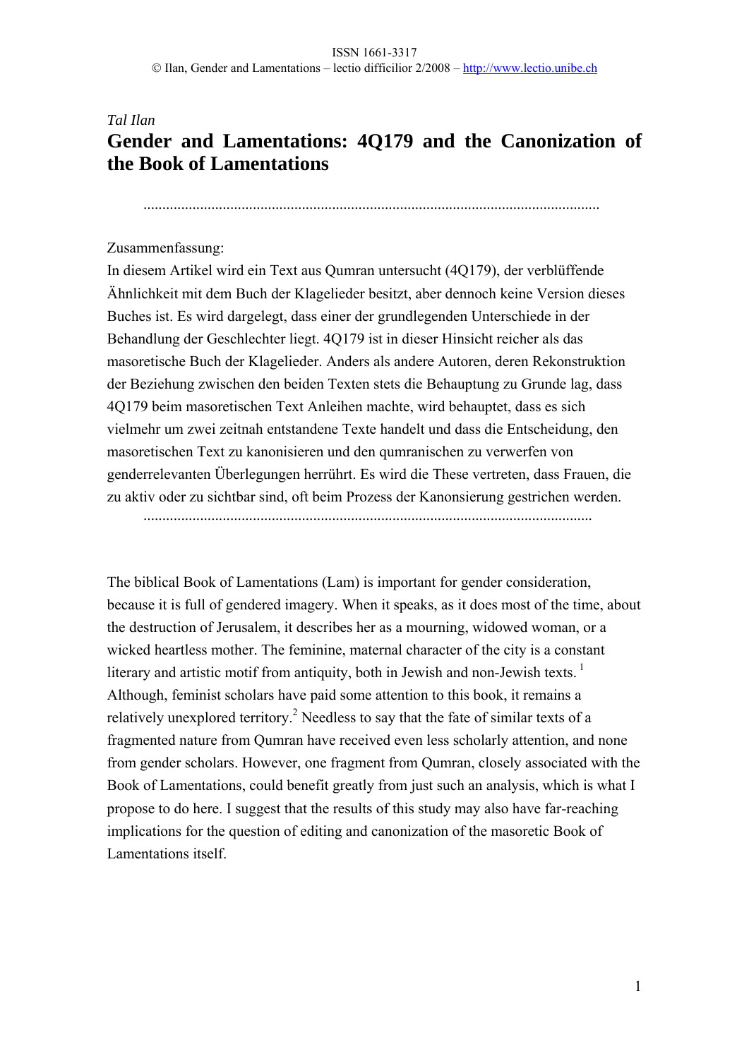*Tal Ilan*

# Gender and Lamentations: 4Q179 and the Canonization of the Book of Lamentations

........................................................................................................................

Zusammenfassung:

In diesem Artikel wird ein Text aus Qumran untersucht (4Q179), der verblüffende Ähnlichkeit mit dem Buch der Klagelieder besitzt, aber dennoch keine Version dieses Buches ist. Es wird dargelegt, dass einer der grundlegenden Unterschiede in der Behandlung der Geschlechter liegt. 4Q179 ist in dieser Hinsicht reicher als das masoretische Buch der Klagelieder. Anders als andere Autoren, deren Rekonstruktion der Beziehung zwischen den beiden Texten stets die Behauptung zu Grunde lag, dass 4Q179 beim masoretischen Text Anleihen machte, wird behauptet, dass es sich vielmehr um zwei zeitnah entstandene Texte handelt und dass die Entscheidung, den masoretischen Text zu kanonisieren und den qumranischen zu verwerfen von genderrelevanten Überlegungen herrührt. Es wird die These vertreten, dass Frauen, die zu aktiv oder zu sichtbar sind, oft beim Prozess der Kanonsierung gestrichen werden.

........................................................................................................................

The biblical Book of Lamentations (Lam) is important for gender consideration, because it is full of gendered imagery. When it speaks, as it does most of the time, about the destruction of Jerusalem, it describes her as a mourning, widowed woman, or a wicked heartless mother. The feminine, maternal character of the city is a constant literary and artistic motif from antiquity, both in Jewish and non-Jewish texts. [1] Although, feminist scholars have paid some attention to this book, it remains a relatively unexplored territory.[2] Needless to say that the fate of similar texts of a fragmented nature from Qumran have received even less scholarly attention, and none from gender scholars. However, one fragment from Qumran, closely associated with the Book of Lamentations, could benefit greatly from just such an analysis, which is what I propose to do here. I suggest that the results of this study may also have far-reaching implications for the question of editing and canonization of the masoretic Book of Lamentations itself.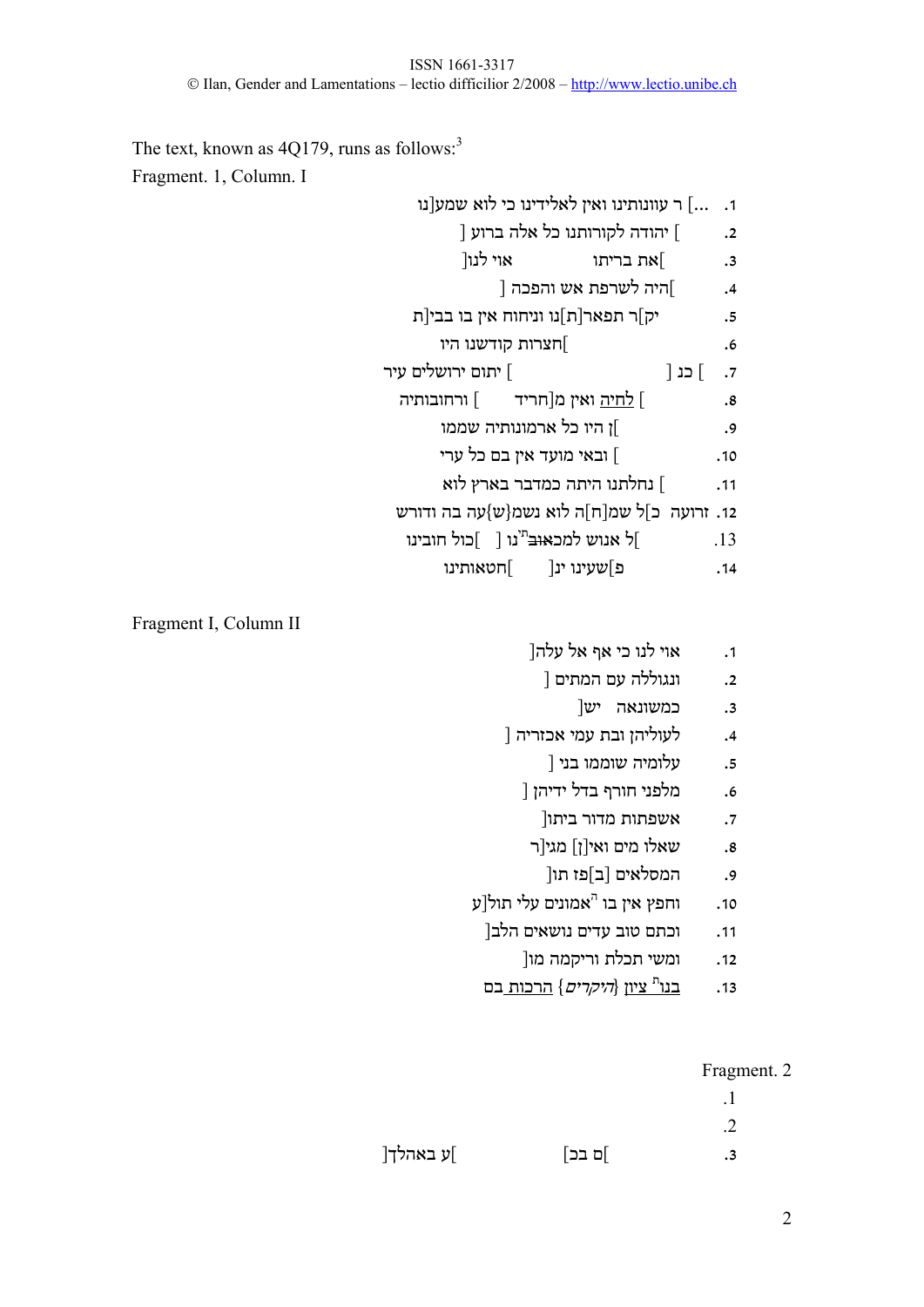The text, known as 4Q179, runs as follows:[3]

Fragment. 1, Column. I

1. ...] ר עוונותינו ואין לאלידינו כי לוא שמע[נו
2. ] יהודה לקורותנו כל אלה ברוע [
3. ]את בריתו                אוי לנו[
4. ]היה לשרפת אש והפכה [
5. יק]ר תפאר[ת]נו וניחוח אין בו בבי[ת
6. ]חצרות קודשנו היו
7. ] כנ [                ] יתום ירושלים עיר
8. ] לחיה ואין מ[חריד      ] ורחובותיה
9. ]ן היו כל ארמונותיה שממו
10. ] ובאי מועד אין בם כל ערי
11. ] נחלתנו היתה כמדבר בארץ לוא
12. זרועה  כ]ל שמ[ח]ה לוא נשמ{ש}עה בה ודורש
13. ]ל אנוש למכאובנו [  ]כול חובינו
14. פ]שעינו ינ[      ]חטאותינו

Fragment I, Column II

1. אוי לנו כי אף אל עלה[
2. ונגוללה עם המתים [
3. כמשונאה  יש[
4. לעוליהן ובת עמי אכזריה [
5. עלומיה שוממו בני [
6. מלפני חורף בדל ידיהן [
7. אשפתות מדור ביתו[
8. שאלו מים ואי[ן] מגי[ר
9. המסלאים [ב]פז תו[
10. וחפץ אין בו האמונים עלי תול[ע
11. וכתם טוב עדים נושאים הלב[
12. ומשי תכלת וריקמה מו[
13. בנות ציון {היקרים} הרכות בם

Fragment. 2

1.
2.
3. ]ם בכ[                ]ע באהלך[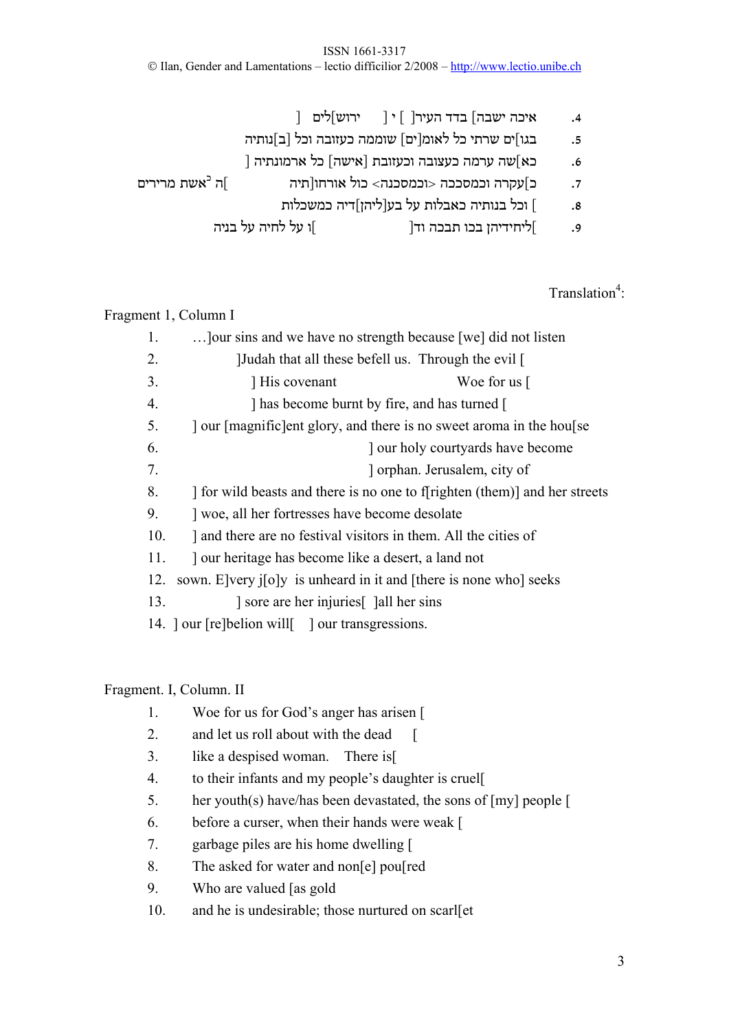4. איכה ישבה] בדד העיר] [ י [ ירוש]לים ]
5. בגו]ים שרתי כל לאומ[ים] שוממה כעזובה וכל [ב]נותיה
6. כא]שה ערמה כעצובה וכעזובת [אישה] כל ארמונתיה ]
7. כ]עקרה וכמסככה <וכמסכנה> כול אורחו]תיה ]ה אשת[2] מרירים
8. ] וכל בנותיה כאבלות על בע[ליהן]דיה כמשכלות
9. ]ליחידיהן בכו תבכה וד[ ]ו על לחיה על בניה

Translation[4]:

Fragment 1, Column I

1. …]our sins and we have no strength because [we] did not listen
2. ]Judah that all these befell us. Through the evil [
3. ] His covenant Woe for us [
4. ] has become burnt by fire, and has turned [
5. ] our [magnific]ent glory, and there is no sweet aroma in the hou[se
6. ] our holy courtyards have become
7. ] orphan. Jerusalem, city of
8. ] for wild beasts and there is no one to f[righten (them)] and her streets
9. ] woe, all her fortresses have become desolate
10. ] and there are no festival visitors in them. All the cities of
11. ] our heritage has become like a desert, a land not
12. sown. E]very j[o]y is unheard in it and [there is none who] seeks
13. ] sore are her injuries[ ]all her sins
14. ] our [re]belion will[ ] our transgressions.

Fragment. I, Column. II

1. Woe for us for God's anger has arisen [
2. and let us roll about with the dead [
3. like a despised woman. There is[
4. to their infants and my people's daughter is cruel[
5. her youth(s) have/has been devastated, the sons of [my] people [
6. before a curser, when their hands were weak [
7. garbage piles are his home dwelling [
8. The asked for water and non[e] pou[red
9. Who are valued [as gold
10. and he is undesirable; those nurtured on scarl[et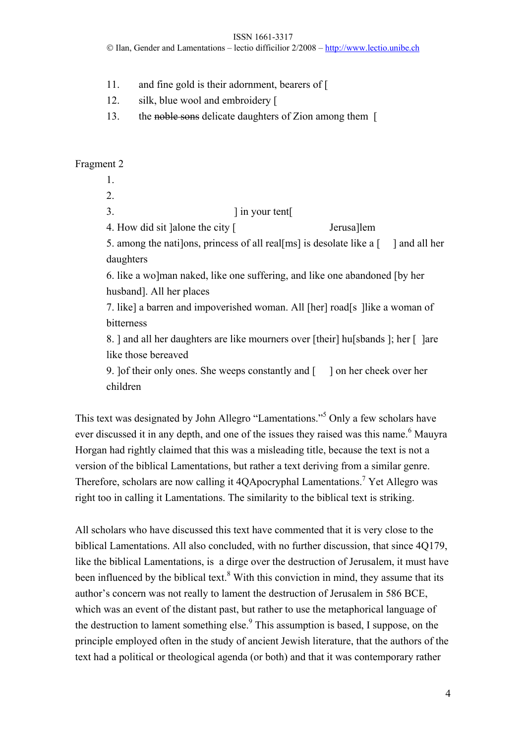11. and fine gold is their adornment, bearers of [
12. silk, blue wool and embroidery [
13. the ~~noble sons~~ delicate daughters of Zion among them [

Fragment 2

1.
2.
3. ] in your tent[
4. How did sit ]alone the city [ Jerusa]lem
5. among the nati]ons, princess of all real[ms] is desolate like a [ ] and all her daughters
6. like a wo]man naked, like one suffering, and like one abandoned [by her husband]. All her places
7. like] a barren and impoverished woman. All [her] road[s ]like a woman of bitterness
8. ] and all her daughters are like mourners over [their] hu[sbands ]; her [ ]are like those bereaved
9. ]of their only ones. She weeps constantly and [ ] on her cheek over her children

This text was designated by John Allegro "Lamentations."[5] Only a few scholars have ever discussed it in any depth, and one of the issues they raised was this name.[6] Mauyra Horgan had rightly claimed that this was a misleading title, because the text is not a version of the biblical Lamentations, but rather a text deriving from a similar genre. Therefore, scholars are now calling it 4QApocryphal Lamentations.[7] Yet Allegro was right too in calling it Lamentations. The similarity to the biblical text is striking.

All scholars who have discussed this text have commented that it is very close to the biblical Lamentations. All also concluded, with no further discussion, that since 4Q179, like the biblical Lamentations, is a dirge over the destruction of Jerusalem, it must have been influenced by the biblical text.[8] With this conviction in mind, they assume that its author's concern was not really to lament the destruction of Jerusalem in 586 BCE, which was an event of the distant past, but rather to use the metaphorical language of the destruction to lament something else.[9] This assumption is based, I suppose, on the principle employed often in the study of ancient Jewish literature, that the authors of the text had a political or theological agenda (or both) and that it was contemporary rather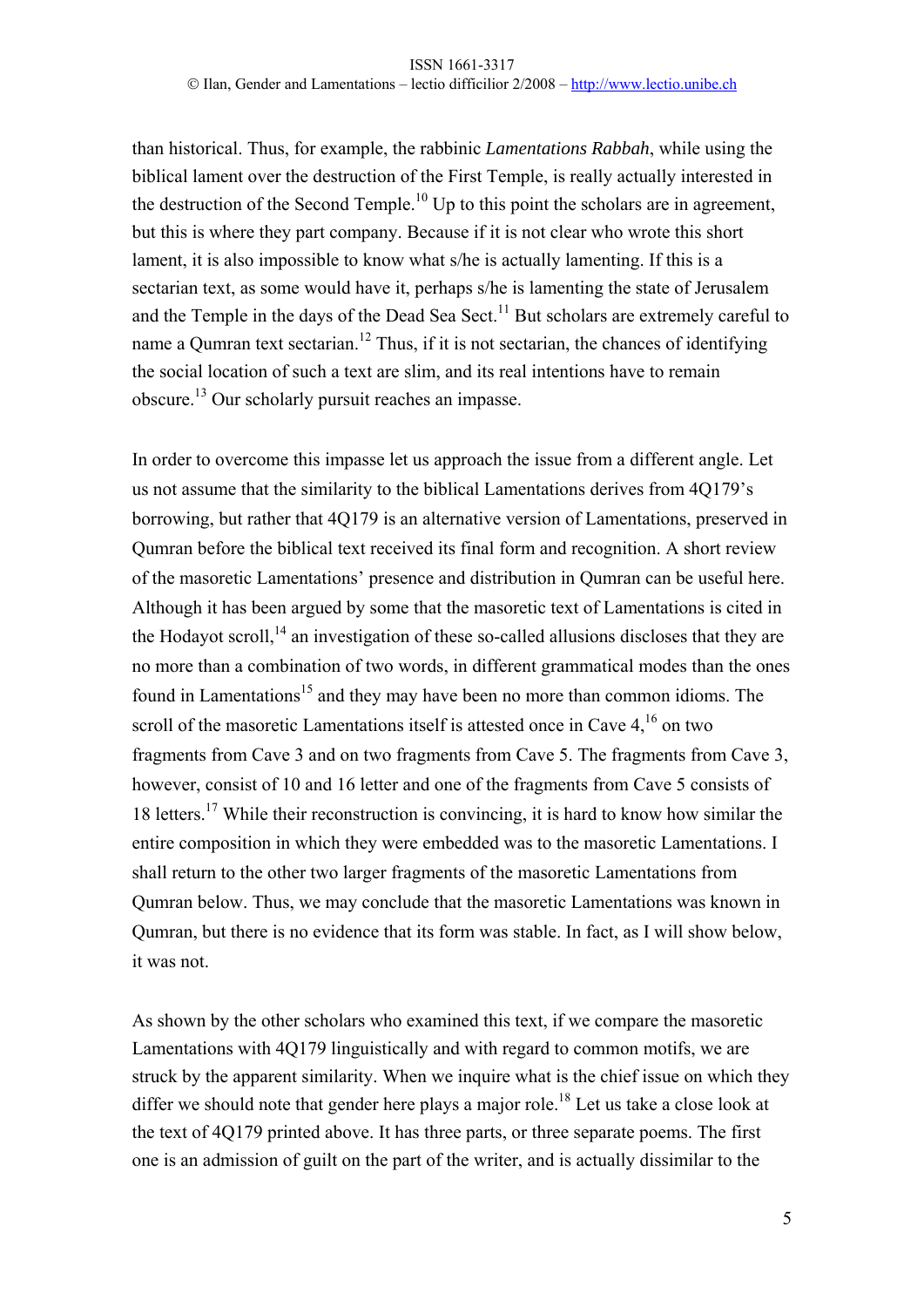than historical. Thus, for example, the rabbinic *Lamentations Rabbah*, while using the biblical lament over the destruction of the First Temple, is really actually interested in the destruction of the Second Temple.[10] Up to this point the scholars are in agreement, but this is where they part company. Because if it is not clear who wrote this short lament, it is also impossible to know what s/he is actually lamenting. If this is a sectarian text, as some would have it, perhaps s/he is lamenting the state of Jerusalem and the Temple in the days of the Dead Sea Sect.[11] But scholars are extremely careful to name a Qumran text sectarian.[12] Thus, if it is not sectarian, the chances of identifying the social location of such a text are slim, and its real intentions have to remain obscure.[13] Our scholarly pursuit reaches an impasse.

In order to overcome this impasse let us approach the issue from a different angle. Let us not assume that the similarity to the biblical Lamentations derives from 4Q179's borrowing, but rather that 4Q179 is an alternative version of Lamentations, preserved in Qumran before the biblical text received its final form and recognition. A short review of the masoretic Lamentations' presence and distribution in Qumran can be useful here. Although it has been argued by some that the masoretic text of Lamentations is cited in the Hodayot scroll,[14] an investigation of these so-called allusions discloses that they are no more than a combination of two words, in different grammatical modes than the ones found in Lamentations[15] and they may have been no more than common idioms. The scroll of the masoretic Lamentations itself is attested once in Cave 4,[16] on two fragments from Cave 3 and on two fragments from Cave 5. The fragments from Cave 3, however, consist of 10 and 16 letter and one of the fragments from Cave 5 consists of 18 letters.[17] While their reconstruction is convincing, it is hard to know how similar the entire composition in which they were embedded was to the masoretic Lamentations. I shall return to the other two larger fragments of the masoretic Lamentations from Qumran below. Thus, we may conclude that the masoretic Lamentations was known in Qumran, but there is no evidence that its form was stable. In fact, as I will show below, it was not.

As shown by the other scholars who examined this text, if we compare the masoretic Lamentations with 4Q179 linguistically and with regard to common motifs, we are struck by the apparent similarity. When we inquire what is the chief issue on which they differ we should note that gender here plays a major role.[18] Let us take a close look at the text of 4Q179 printed above. It has three parts, or three separate poems. The first one is an admission of guilt on the part of the writer, and is actually dissimilar to the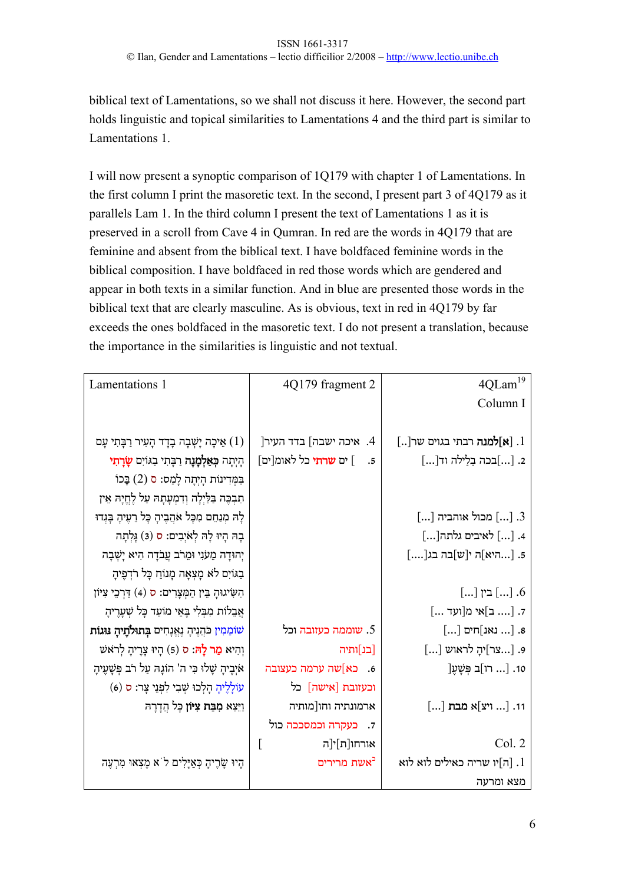biblical text of Lamentations, so we shall not discuss it here. However, the second part holds linguistic and topical similarities to Lamentations 4 and the third part is similar to Lamentations 1.

I will now present a synoptic comparison of 1Q179 with chapter 1 of Lamentations. In the first column I print the masoretic text. In the second, I present part 3 of 4Q179 as it parallels Lam 1. In the third column I present the text of Lamentations 1 as it is preserved in a scroll from Cave 4 in Qumran. In red are the words in 4Q179 that are feminine and absent from the biblical text. I have boldfaced feminine words in the biblical composition. I have boldfaced in red those words which are gendered and appear in both texts in a similar function. And in blue are presented those words in the biblical text that are clearly masculine. As is obvious, text in red in 4Q179 by far exceeds the ones boldfaced in the masoretic text. I do not present a translation, because the importance in the similarities is linguistic and not textual.

| Lamentations 1 | 4Q179 fragment 2 | 4QLam[19] Column I |
|---|---|---|
| (1) אֵיכָה יָשְׁבָה בָדָד הָעִיר רַבָּתִי עָם הָיְתָה **כְּאַלְמָנָה** רַבָּתִי בַגּוֹיִם **שָׂרָתִי** בַּמְּדִינוֹת הָיְתָה לָמַס: ס (2) בָּכוֹ תִבְכֶּה בַּלַּיְלָה וְדִמְעָתָהּ עַל לֶחֱיָהּ אֵין לָהּ מְנַחֵם מִכָּל אֹהֲבֶיהָ כָּל רֵעֶיהָ בָּגְדוּ בָהּ הָיוּ לָהּ לְאֹיְבִים: ס (3) גָּלְתָה יְהוּדָה מֵעֹנִי וּמֵרֹב עֲבֹדָה הִיא יָשְׁבָה בַגּוֹיִם לֹא מָצְאָה מָנוֹחַ כָּל רֹדְפֶיהָ הִשִּׂיגוּהָ בֵּין הַמְּצָרִים: ס (4) דַּרְכֵי צִיּוֹן אֲבֵלוֹת מִבְּלִי בָּאֵי מוֹעֵד כָּל שְׁעָרֶיהָ שׁוֹמֵמִין כֹּהֲנֶיהָ נֶאֱנָחִים **בְּתוּלֹתֶיהָ נּוּגוֹת** וְהִיא **מַר לָהּ**: ס (5) הָיוּ צָרֶיהָ לְרֹאשׁ אֹיְבֶיהָ שָׁלוּ כִּי ה' הוֹגָהּ עַל רֹב פְּשָׁעֶיהָ עוֹלָלֶיהָ הָלְכוּ שְׁבִי לִפְנֵי צָר: ס (6) וַיֵּצֵא **מִבַּת צִיּוֹן** כָּל הֲדָרָהּ | 4. איכה ישבה] בדד העיר] 5. [ ים **שרתי** כל לאומ[ים] | 1. [**א]למנה** רבתי בגוים שר[..] 2. [...]בכה בלַילה וד[...] |
| | | 3. [...] מכול אוהביה [...] 4. [...] לאיבים גלתה[...] 5. [...היא]ה י[ש]בה בג[....] |
| | | 6. [...] בין [...] 7. [...] ב]אי מ[ועד ... ] 8. [... נאנ]חים [...] 9. [...צר]יה לראוש [...] 10. [... רו]ב פְּשָׁעֶ[ |
| | 5. שוממו כעזובה וכול [בנ]ותיה 6. כא[שה ערמה כעצובה וכעזובה [אישה] כל ארמונתיה וחו[מותיה 7. כעקרה וכמסככה כול אורחו[ת]י[ה] [ אשת[ה] מרירים | 11. [... ויצ]א **מבת** [...] |
| הָיוּ שָׂרֶיהָ כְּאַיָּלִים ל`א מָצְאוּ מִרְעֶה | | Col. 2 1. [ה]יו שריה כאילים לוא לוא מצא ומרעה |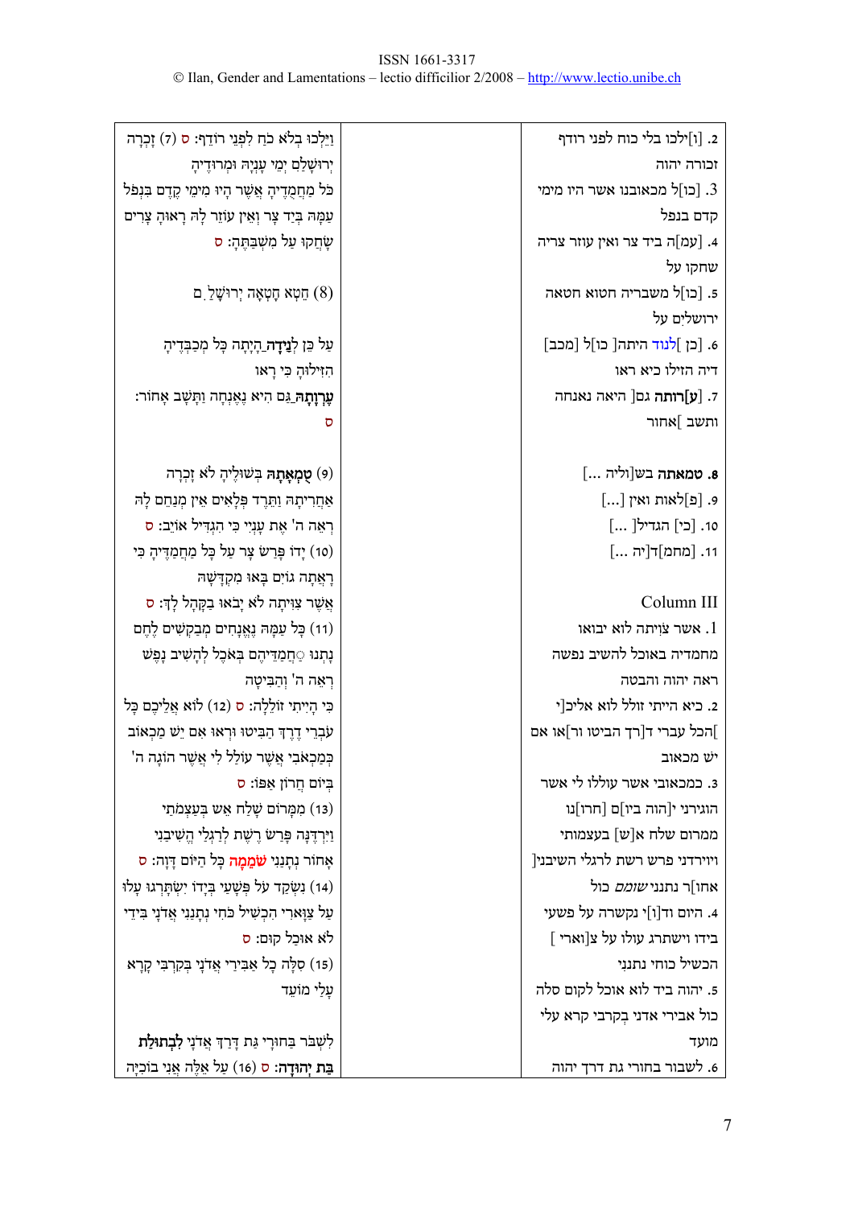| | | |
|---|---|---|
| וַיֵּלְכוּ בְלֹא כֹחַ לִפְנֵי רוֹדֵף׃ ס (7) זָכְרָה יְרוּשָׁלִַם יְמֵי עָנְיָהּ וּמְרוּדֶיהָ | | 2. [ו]ילכו בלי כוח לפני רודף זכורה יהוה |
| כֹּל מַחֲמֻדֶיהָ אֲשֶׁר הָיוּ מִימֵי קֶדֶם בִּנְפֹל | | 3. [כו]ל מכאובנו אשר היו מימי קדם בנפל |
| עַמָּהּ בְּיַד צָר וְאֵין עוֹזֵר לָהּ רָאוּהָ צָרִים שָׂחֲקוּ עַל מִשְׁבַּתֶּהָ׃ ס | | 4. [עמ]ה ביד צר ואין עוזר צריה שחקו על |
| (8) חֵטְא חָטְאָה יְרוּשָׁלִַם | | 5. [כו]ל משבריה חטוא חטאה ירושלים על |
| עַל כֵּן לְנִידָה הָיָתָה כָּל מְכַבְּדֶיהָ הִזִּילוּהָ כִּי רָאוּ | | 6. [כן ]לנוד היתה[ כו]ל [מכב]דיה הזילו כיא ראו |
| **עֶרְוָתָהּ** גַּם הִיא נֶאֶנְחָה וַתָּשָׁב אָחוֹר׃ ס | | 7. [**ע]רותה** גם] היאה נאנחה ותשב ]אחור |
| (9) **טֻמְאָתָהּ** בְּשׁוּלֶיהָ לֹא זָכְרָה | | 8. **טמאתה** בש[וליה ...] |
| אַחֲרִיתָהּ וַתֵּרֶד פְּלָאִים אֵין מְנַחֵם לָהּ | | 9. [פ]לאות ואין [...] |
| רְאֵה ה' אֶת עָנְיִי כִּי הִגְדִּיל אוֹיֵב׃ ס | | 10. [כי] הגדיל[ ...] |
| (10) יָדוֹ פָּרַשׂ צָר עַל כָּל מַחֲמַדֶּיהָ כִּי רָאֲתָה גוֹיִם בָּאוּ מִקְדָּשָׁהּ | | 11. [מחמ]ד[יה ...] |
| | | Column III |
| אֲשֶׁר צִוִּיתָה לֹא יָבֹאוּ בַקָּהָל לָךְ׃ ס (11) כָּל עַמָּהּ נֶאֱנָחִים מְבַקְשִׁים לֶחֶם נָתְנוּ מַחֲמַדֵּיהֶם בְּאֹכֶל לְהָשִׁיב נָפֶשׁ רְאֵה ה' וְהַבִּיטָה | | 1. אשר צויתה לוא יבואו מחמדיה באוכל להשיב נפשה ראה יהוה והבטה |
| כִּי הָיִיתִי זוֹלֵלָה׃ ס (12) לוֹא אֲלֵיכֶם כָּל עֹבְרֵי דֶרֶךְ הַבִּיטוּ וּרְאוּ אִם יֵשׁ מַכְאוֹב | | 2. כיא הייתי זולל לוא אליכ[ם ]הכל עברי ד[רך הביטו ור]או אם יש מכאוב |
| כְּמַכְאֹבִי אֲשֶׁר עוֹלַל לִי אֲשֶׁר הוֹגָה ה' בְּיוֹם חֲרוֹן אַפּוֹ׃ ס (13) מִמָּרוֹם שָׁלַח אֵשׁ בְּעַצְמֹתַי וַיִּרְדֶּנָּה פָּרַשׂ רֶשֶׁת לְרַגְלַי הֱשִׁיבַנִי אָחוֹר נְתָנַנִי **שֹׁמֵמָה** כָּל הַיּוֹם דָּוָה׃ ס | | 3. כמכאובי אשר עוללו לי אשר הוגירני י[הוה ביו]ם [חרו]נו ממרום שלח א[ש] בעצמותי ויוירדני פרש רשת לרגלי השיבני[ אחו]ר נתנני *שומם* כול |
| (14) נִשְׂקַד עֹל פְּשָׁעַי בְּיָדוֹ יִשְׂתָּרְגוּ עָלוּ עַל צַוָּארִי הִכְשִׁיל כֹּחִי נְתָנַנִי אֲדֹנָי בִּידֵי | | 4. היום וד[ו]י נקשרה על פשעי בידו וישתרג עולו על צ[וארי ] הכשיל כוחי נתנני |
| לֹא אוּכַל קוּם׃ ס (15) סִלָּה כָל אַבִּירַי אֲדֹנָי בְּקִרְבִּי קָרָא עָלַי מוֹעֵד | | 5. יהוה ביד לוא אוכל לקום סלה כול אבירי אדני בקרבי קרא עלי מועד |
| לִשְׁבֹּר בַּחוּרָי גַּת דָּרַךְ אֲדֹנָי **לִבְתוּלַת בַּת יְהוּדָה**׃ ס (16) עַל אֵלֶּה אֲנִי בוֹכִיָּה | | 6. לשבור בחורי גת דרך יהוה |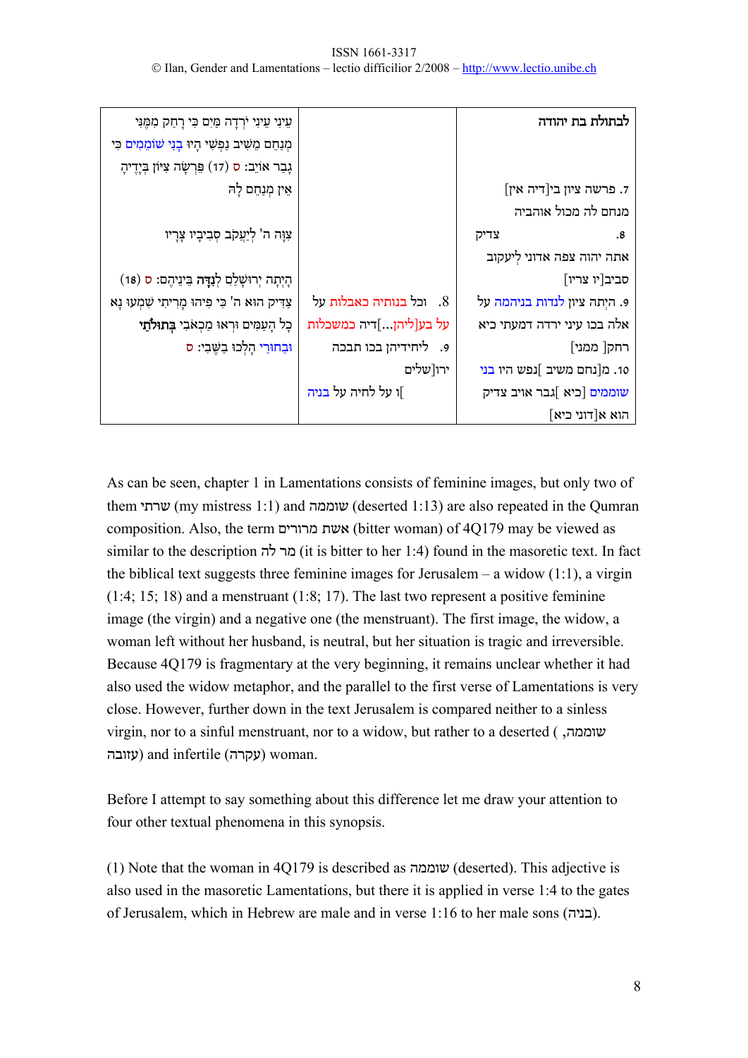| | | |
|---|---|---|
| **לבתולת בת יהודה** | | עֵינִי עֵינִי יֹרְדָה מַּיִם כִּי רָחַק מִמֶּנִּי |
| | | מְנַחֵם מֵשִׁיב נַפְשִׁי הָיוּ בָנַי שׁוֹמֵמִים כִּי |
| | | גָבַר אוֹיֵב: ס (17) פֵּרְשָׂה צִיּוֹן בְּיָדֶיהָ |
| 7. פרשה ציון בי[דיה אין | | אֵין מְנַחֵם לָהּ |
| מנחם לה מכול אוהביה | | |
| צדיק .8 | | צִוָּה ה' לְיַעֲקֹב סְבִיבָיו צָרָיו |
| אתה יהוה צפה אדוני ליעקוב | | |
| סביב[יו צריו | | הָיְתָה יְרוּשָׁלַ‍ִם לְ**נִדָּה** בֵּינֵיהֶם: ס (18) |
| 9. היתה ציון לנדות בניהמה על | 8. וכל בנותיה כאבלות על | צַדִּיק הוּא ה' כִּי פִיהוּ מָרִיתִי שִׁמְעוּ נָא |
| אלה בכו עיני ירדה דמעתי כיא | על בע[ליהן...]דיה כמשכלות | כָל הָעַמִּים וּרְאוּ מַכְאֹבִי **בְּתוּלֹתַי** |
| רחק] ממני | 9. ליחידיהן בכו תבכה | וּבַחוּרַי הָלְכוּ בַשֶּׁבִי: ס |
| 10. מ[נחם משיב ]נפש היו בני | ירו]שלים | |
| שוממים [כיא ]גבר אויב צדיק | ]ו על לחיה על בניה | |
| הוא א[דוני כיא | | |

As can be seen, chapter 1 in Lamentations consists of feminine images, but only two of them שרתי (my mistress 1:1) and שוממה (deserted 1:13) are also repeated in the Qumran composition. Also, the term אשת מרורים (bitter woman) of 4Q179 may be viewed as similar to the description מר לה (it is bitter to her 1:4) found in the masoretic text. In fact the biblical text suggests three feminine images for Jerusalem – a widow (1:1), a virgin (1:4; 15; 18) and a menstruant (1:8; 17). The last two represent a positive feminine image (the virgin) and a negative one (the menstruant). The first image, the widow, a woman left without her husband, is neutral, but her situation is tragic and irreversible. Because 4Q179 is fragmentary at the very beginning, it remains unclear whether it had also used the widow metaphor, and the parallel to the first verse of Lamentations is very close. However, further down in the text Jerusalem is compared neither to a sinless virgin, nor to a sinful menstruant, nor to a widow, but rather to a deserted (שוממה, עזובה) and infertile (עקרה) woman.

Before I attempt to say something about this difference let me draw your attention to four other textual phenomena in this synopsis.

(1) Note that the woman in 4Q179 is described as שוממה (deserted). This adjective is also used in the masoretic Lamentations, but there it is applied in verse 1:4 to the gates of Jerusalem, which in Hebrew are male and in verse 1:16 to her male sons (בניה).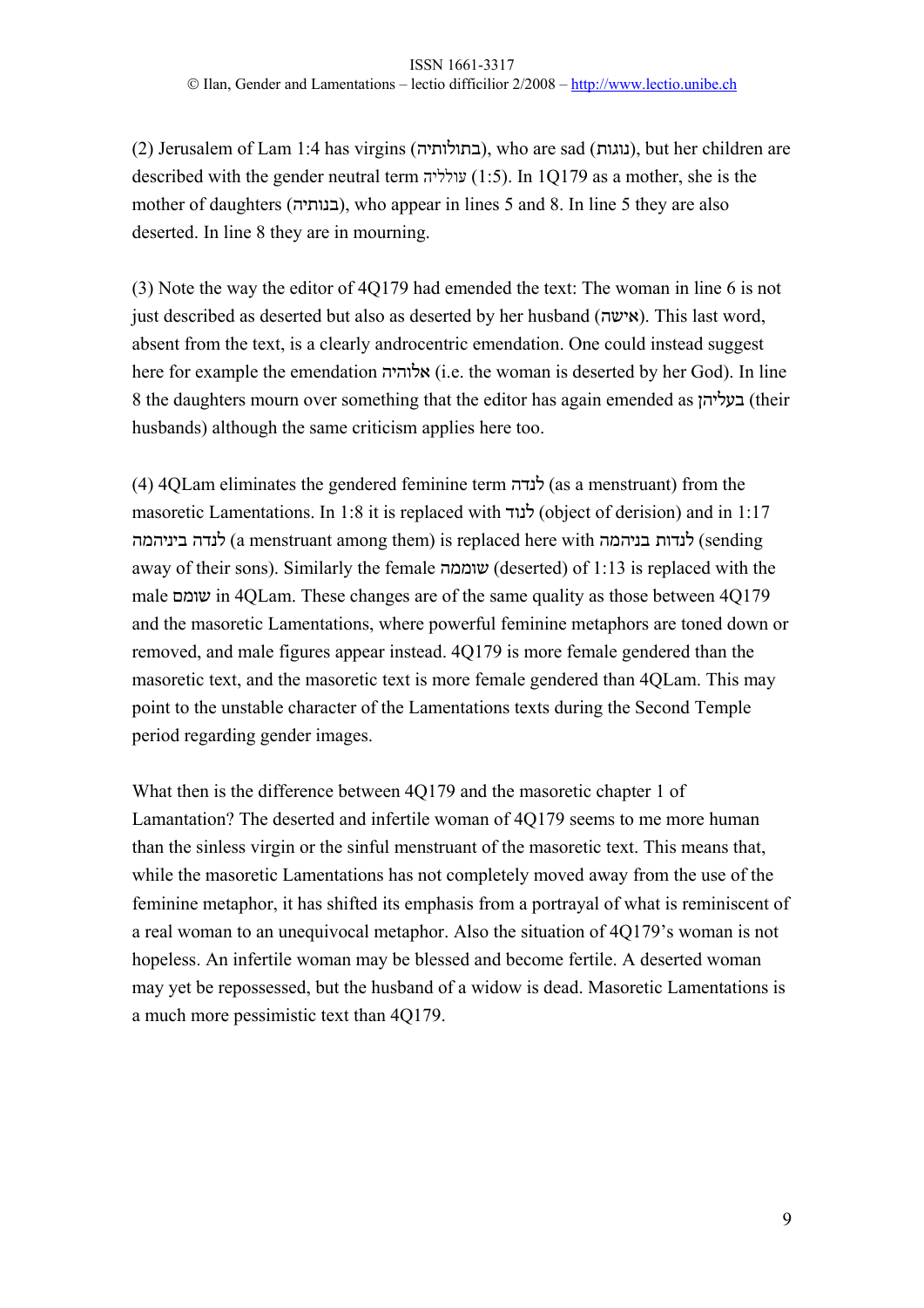(2) Jerusalem of Lam 1:4 has virgins (בתולותיה), who are sad (נוגות), but her children are described with the gender neutral term עולליה (1:5). In 1Q179 as a mother, she is the mother of daughters (בנותיה), who appear in lines 5 and 8. In line 5 they are also deserted. In line 8 they are in mourning.

(3) Note the way the editor of 4Q179 had emended the text: The woman in line 6 is not just described as deserted but also as deserted by her husband (אישה). This last word, absent from the text, is a clearly androcentric emendation. One could instead suggest here for example the emendation אלוהיה (i.e. the woman is deserted by her God). In line 8 the daughters mourn over something that the editor has again emended as בעליהן (their husbands) although the same criticism applies here too.

(4) 4QLam eliminates the gendered feminine term לנדה (as a menstruant) from the masoretic Lamentations. In 1:8 it is replaced with לנוד (object of derision) and in 1:17 לנדה ביניהמה (a menstruant among them) is replaced here with לנדות בניהמה (sending away of their sons). Similarly the female שוממה (deserted) of 1:13 is replaced with the male שומם in 4QLam. These changes are of the same quality as those between 4Q179 and the masoretic Lamentations, where powerful feminine metaphors are toned down or removed, and male figures appear instead. 4Q179 is more female gendered than the masoretic text, and the masoretic text is more female gendered than 4QLam. This may point to the unstable character of the Lamentations texts during the Second Temple period regarding gender images.

What then is the difference between 4Q179 and the masoretic chapter 1 of Lamantation? The deserted and infertile woman of 4Q179 seems to me more human than the sinless virgin or the sinful menstruant of the masoretic text. This means that, while the masoretic Lamentations has not completely moved away from the use of the feminine metaphor, it has shifted its emphasis from a portrayal of what is reminiscent of a real woman to an unequivocal metaphor. Also the situation of 4Q179's woman is not hopeless. An infertile woman may be blessed and become fertile. A deserted woman may yet be repossessed, but the husband of a widow is dead. Masoretic Lamentations is a much more pessimistic text than 4Q179.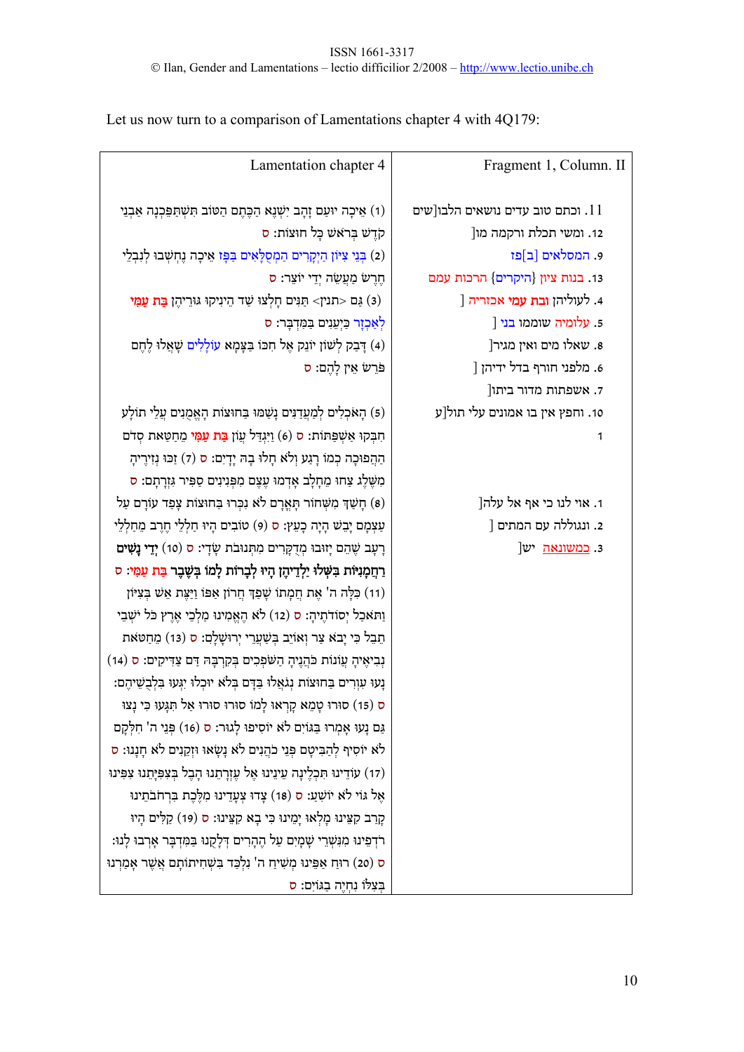Let us now turn to a comparison of Lamentations chapter 4 with 4Q179:

| Lamentation chapter 4 | Fragment 1, Column. II |
|---|---|
| (1) אֵיכָה יוּעַם זָהָב יִשְׁנֶא הַכֶּתֶם הַטּוֹב תִּשְׁתַּפֵּכְנָה אַבְנֵי קֹדֶשׁ בְּרֹאשׁ כָּל חוּצוֹת: ס | 11. וכתם טוב עדים נושאים הלבו]שים |
| | 12. ומשי תכלת ורקמה מו[ |
| (2) בְּנֵי צִיּוֹן הַיְקָרִים הַמְסֻלָּאִים בַּפָּז אֵיכָה נֶחְשְׁבוּ לְנִבְלֵי חֶרֶשׂ מַעֲשֵׂה יְדֵי יוֹצֵר: ס | 9. המסלאים [ב]פז |
| | 13. בנות ציון {היקרים} הרכות עמם |
| (3) גַּם <תנין> תַּנִּים חָלְצוּ שַׁד הֵינִיקוּ גּוּרֵיהֶן **בַּת עַמִּי** לְאַכְזָר כַּיְעֵנִים בַּמִּדְבָּר: ס | 4. לעוליהן **ובת עמי** אכזריה [ |
| | 5. עלומיה שוממו בני [ |
| (4) דָּבַק לְשׁוֹן יוֹנֵק אֶל חִכּוֹ בַּצָּמָא עוֹלָלִים שָׁאֲלוּ לֶחֶם פֹּרֵשׂ אֵין לָהֶם: ס | 8. שאלו מים ואין מגיר[ |
| | 6. מלפני חורף בדל ידיהן [ |
| | 7. אשפתות מדור ביתו[ |
| (5) הָאֹכְלִים לְמַעֲדַנִּים נָשַׁמּוּ בַּחוּצוֹת הָאֱמֻנִים עֲלֵי תוֹלָע חִבְּקוּ אַשְׁפַּתּוֹת: ס (6) וַיִּגְדַּל עֲוֹן **בַּת עַמִּי** מֵחַטַּאת סְדֹם הַהֲפוּכָה כְמוֹ רָגַע וְלֹא חָלוּ בָהּ יָדָיִם: ס (7) זַכּוּ נְזִירֶיהָ מִשֶּׁלֶג צַחוּ מֵחָלָב אָדְמוּ עֶצֶם מִפְּנִינִים סַפִּיר גִּזְרָתָם: ס | 10. וחפץ אין בו אמונים עלי תול[ע |
| | 1 |
| (8) חָשַׁךְ מִשְּׁחוֹר תָּאֳרָם לֹא נִכְּרוּ בַּחוּצוֹת צָפַד עוֹרָם עַל עַצְמָם יָבֵשׁ הָיָה כָעֵץ: ס (9) טוֹבִים הָיוּ חַלְלֵי חֶרֶב מֵחַלְלֵי רָעָב שֶׁהֵם יָזוּבוּ מְדֻקָּרִים מִתְּנוּבֹת שָׂדָי: ס (10) **יְדֵי נָשִׁים רַחֲמָנִיּוֹת בִּשְּׁלוּ יַלְדֵיהֶן הָיוּ לְבָרוֹת לָמוֹ בְּשֶׁבֶר בַּת עַמִּי**: ס | 1. אוי לנו כי אף אל עלה[ |
| | 2. ונגוללה עם המתים [ |
| | 3. כמשונאה יש[ |
| (11) כִּלָּה ה' אֶת חֲמָתוֹ שָׁפַךְ חֲרוֹן אַפּוֹ וַיַּצֶּת אֵשׁ בְּצִיּוֹן וַתֹּאכַל יְסוֹדֹתֶיהָ: ס (12) לֹא הֶאֱמִינוּ מַלְכֵי אֶרֶץ כֹּל יֹשְׁבֵי תֵבֵל כִּי יָבֹא צַר וְאוֹיֵב בְּשַׁעֲרֵי יְרוּשָׁלִָם: ס (13) מֵחַטֹּאת נְבִיאֶיהָ עֲוֹנוֹת כֹּהֲנֶיהָ הַשֹּׁפְכִים בְּקִרְבָּהּ דַּם צַדִּיקִים: ס (14) נָעוּ עִוְרִים בַּחוּצוֹת נְגֹאֲלוּ בַּדָּם בְּלֹא יוּכְלוּ יִגְּעוּ בִּלְבֻשֵׁיהֶם: ס (15) סוּרוּ טָמֵא קָרְאוּ לָמוֹ סוּרוּ סוּרוּ אַל תִּגָּעוּ כִּי נָצוּ גַּם נָעוּ אָמְרוּ בַּגּוֹיִם לֹא יוֹסִיפוּ לָגוּר: ס (16) פְּנֵי ה' חִלְּקָם לֹא יוֹסִיף לְהַבִּיטָם פְּנֵי כֹהֲנִים לֹא נָשָׂאוּ זְקֵנִים לֹא חָנָנוּ: ס (17) עוֹדֵינוּ תִּכְלֶינָה עֵינֵינוּ אֶל עֶזְרָתֵנוּ הָבֶל בְּצִפִּיָּתֵנוּ צִפִּינוּ אֶל גּוֹי לֹא יוֹשִׁעַ: ס (18) צָדוּ צְעָדֵינוּ מִלֶּכֶת בִּרְחֹבֹתֵינוּ קָרַב קִצֵּינוּ מָלְאוּ יָמֵינוּ כִּי בָא קִצֵּינוּ: ס (19) קַלִּים הָיוּ רֹדְפֵינוּ מִנִּשְׁרֵי שָׁמָיִם עַל הֶהָרִים דְּלָקֻנוּ בַּמִּדְבָּר אָרְבוּ לָנוּ: ס (20) רוּחַ אַפֵּינוּ מְשִׁיחַ ה' נִלְכַּד בִּשְׁחִיתוֹתָם אֲשֶׁר אָמַרְנוּ בְּצִלּוֹ נִחְיֶה בַגּוֹיִם: ס | |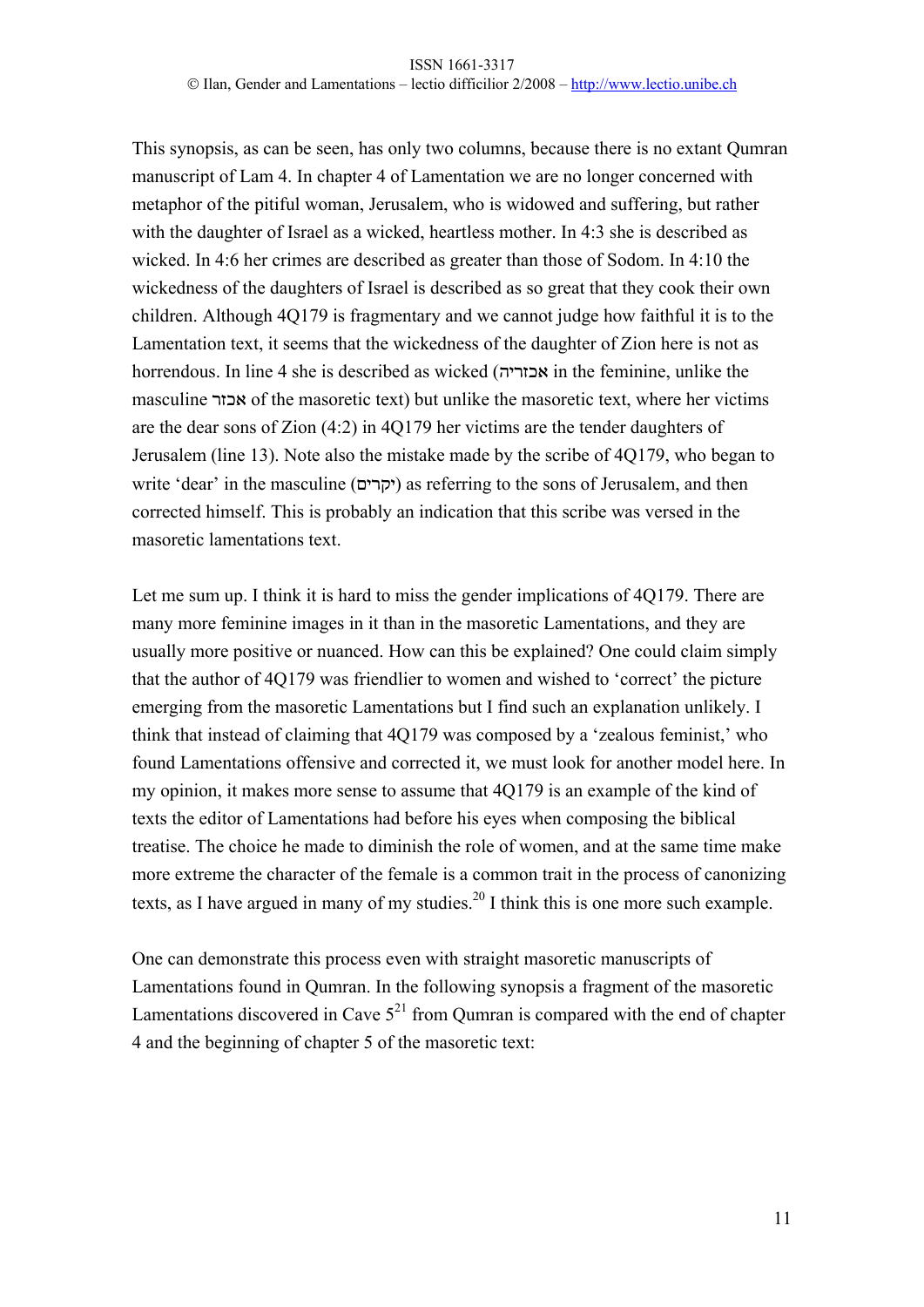This synopsis, as can be seen, has only two columns, because there is no extant Qumran manuscript of Lam 4. In chapter 4 of Lamentation we are no longer concerned with metaphor of the pitiful woman, Jerusalem, who is widowed and suffering, but rather with the daughter of Israel as a wicked, heartless mother. In 4:3 she is described as wicked. In 4:6 her crimes are described as greater than those of Sodom. In 4:10 the wickedness of the daughters of Israel is described as so great that they cook their own children. Although 4Q179 is fragmentary and we cannot judge how faithful it is to the Lamentation text, it seems that the wickedness of the daughter of Zion here is not as horrendous. In line 4 she is described as wicked (אכזריה in the feminine, unlike the masculine אכזר of the masoretic text) but unlike the masoretic text, where her victims are the dear sons of Zion (4:2) in 4Q179 her victims are the tender daughters of Jerusalem (line 13). Note also the mistake made by the scribe of 4Q179, who began to write 'dear' in the masculine (יקרים) as referring to the sons of Jerusalem, and then corrected himself. This is probably an indication that this scribe was versed in the masoretic lamentations text.

Let me sum up. I think it is hard to miss the gender implications of 4Q179. There are many more feminine images in it than in the masoretic Lamentations, and they are usually more positive or nuanced. How can this be explained? One could claim simply that the author of 4Q179 was friendlier to women and wished to 'correct' the picture emerging from the masoretic Lamentations but I find such an explanation unlikely. I think that instead of claiming that 4Q179 was composed by a 'zealous feminist,' who found Lamentations offensive and corrected it, we must look for another model here. In my opinion, it makes more sense to assume that 4Q179 is an example of the kind of texts the editor of Lamentations had before his eyes when composing the biblical treatise. The choice he made to diminish the role of women, and at the same time make more extreme the character of the female is a common trait in the process of canonizing texts, as I have argued in many of my studies.[20] I think this is one more such example.

One can demonstrate this process even with straight masoretic manuscripts of Lamentations found in Qumran. In the following synopsis a fragment of the masoretic Lamentations discovered in Cave 5[21] from Qumran is compared with the end of chapter 4 and the beginning of chapter 5 of the masoretic text: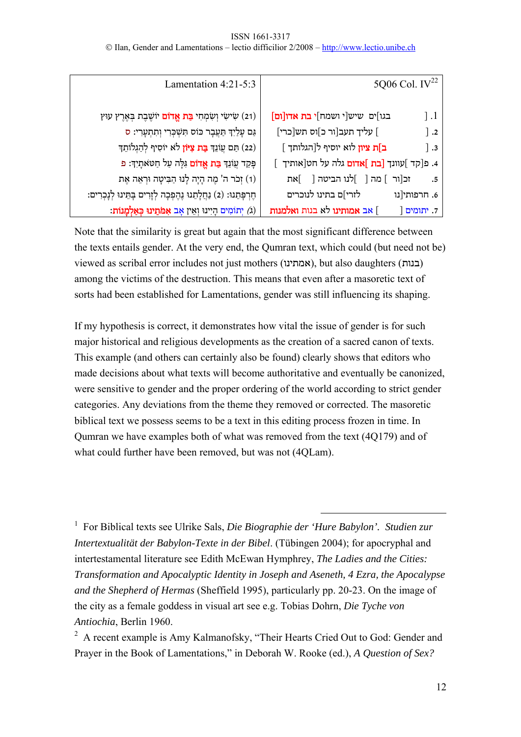| Lamentation 4:21-5:3 | 5Q06 Col. IV[22] |
|---|---|
| (21) שִׂישִׂי וְשִׂמְחִי בַּת אֱדוֹם יוֹשֶׁבֶת בְּאֶרֶץ עוּץ | 1. [ בגו]ים שיש[י ושמח]י בת אדו[ום] |
| גַּם עָלַיִךְ תַּעֲבָר כּוֹס תִּשְׁכְּרִי וְתִתְעָרִי: ס | 2. [ ] עליך תעב[ור כ]וס תש[כרי] |
| (22) תַּם עֲוֹנֵךְ בַּת צִיּוֹן לֹא יוֹסִיף לְהַגְלוֹתֵךְ | 3. [ ב]ת ציון לוא יוסיף ל[הגלותך ] |
| פָּקַד עֲוֹנֵךְ בַּת אֱדוֹם גִּלָּה עַל חַטֹּאתָיִךְ: פ | 4. פ[קד ]עוונך [בת ]אדום גלה על חט[אותיך ] |
| (1) זְכֹר ה' מֶה הָיָה לָנוּ הַבִּיטָה וּרְאֵה אֶת | 5. זכו[ר ] מה [ ]לנו הביטה [ ]את |
| חֶרְפָּתֵנוּ: (2) נַחֲלָתֵנוּ נֶהֶפְכָה לְזָרִים בָּתֵּינוּ לְנָכְרִים: | 6. חרפותי[נו לזרי]ם בתינו לנוכרים |
| (3) יְתוֹמִים הָיִינוּ וְאֵין אָב אִמֹּתֵינוּ כְּאַלְמָנוֹת: | 7. יתומים [ ] אב אמותינו לא בנות ואלמנות |

Note that the similarity is great but again that the most significant difference between the texts entails gender. At the very end, the Qumran text, which could (but need not be) viewed as scribal error includes not just mothers (אמתינו), but also daughters (בנות) among the victims of the destruction. This means that even after a masoretic text of sorts had been established for Lamentations, gender was still influencing its shaping.

If my hypothesis is correct, it demonstrates how vital the issue of gender is for such major historical and religious developments as the creation of a sacred canon of texts. This example (and others can certainly also be found) clearly shows that editors who made decisions about what texts will become authoritative and eventually be canonized, were sensitive to gender and the proper ordering of the world according to strict gender categories. Any deviations from the theme they removed or corrected. The masoretic biblical text we possess seems to be a text in this editing process frozen in time. In Qumran we have examples both of what was removed from the text (4Q179) and of what could further have been removed, but was not (4QLam).

---

[1] For Biblical texts see Ulrike Sals, *Die Biographie der 'Hure Babylon'. Studien zur Intertextualität der Babylon-Texte in der Bibel*. (Tübingen 2004); for apocryphal and intertestamental literature see Edith McEwan Hymphrey, *The Ladies and the Cities: Transformation and Apocalyptic Identity in Joseph and Aseneth, 4 Ezra, the Apocalypse and the Shepherd of Hermas* (Sheffield 1995), particularly pp. 20-23. On the image of the city as a female goddess in visual art see e.g. Tobias Dohrn, *Die Tyche von Antiochia*, Berlin 1960.

[2] A recent example is Amy Kalmanofsky, "Their Hearts Cried Out to God: Gender and Prayer in the Book of Lamentations," in Deborah W. Rooke (ed.), *A Question of Sex?*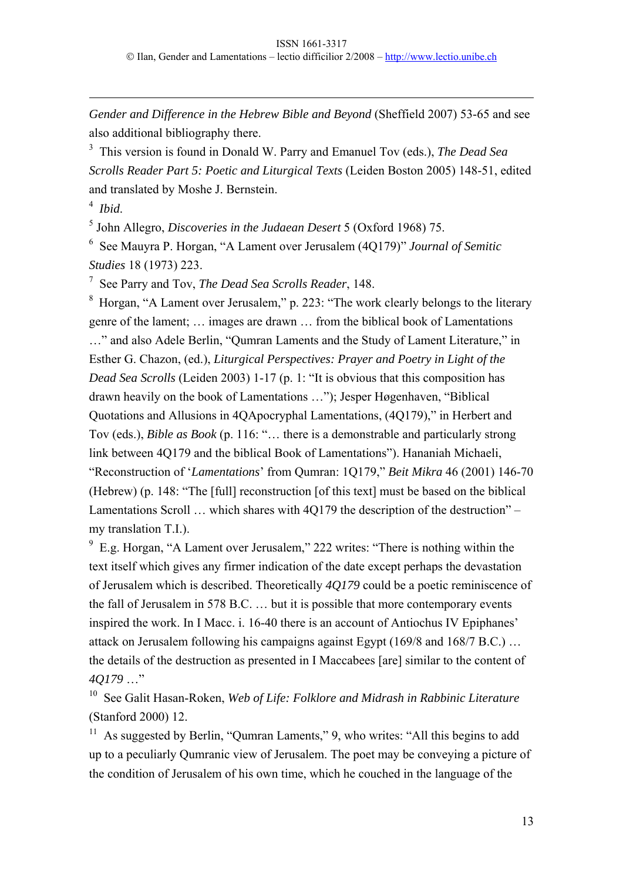*Gender and Difference in the Hebrew Bible and Beyond* (Sheffield 2007) 53-65 and see also additional bibliography there.

[3] This version is found in Donald W. Parry and Emanuel Tov (eds.), *The Dead Sea Scrolls Reader Part 5: Poetic and Liturgical Texts* (Leiden Boston 2005) 148-51, edited and translated by Moshe J. Bernstein.

[4] *Ibid*.

[5] John Allegro, *Discoveries in the Judaean Desert* 5 (Oxford 1968) 75.

[6] See Mauyra P. Horgan, "A Lament over Jerusalem (4Q179)" *Journal of Semitic Studies* 18 (1973) 223.

[7] See Parry and Tov, *The Dead Sea Scrolls Reader*, 148.

[8] Horgan, "A Lament over Jerusalem," p. 223: "The work clearly belongs to the literary genre of the lament; … images are drawn … from the biblical book of Lamentations …" and also Adele Berlin, "Qumran Laments and the Study of Lament Literature," in Esther G. Chazon, (ed.), *Liturgical Perspectives: Prayer and Poetry in Light of the Dead Sea Scrolls* (Leiden 2003) 1-17 (p. 1: "It is obvious that this composition has drawn heavily on the book of Lamentations …"); Jesper Høgenhaven, "Biblical Quotations and Allusions in 4QApocryphal Lamentations, (4Q179)," in Herbert and Tov (eds.), *Bible as Book* (p. 116: "… there is a demonstrable and particularly strong link between 4Q179 and the biblical Book of Lamentations"). Hananiah Michaeli, "Reconstruction of '*Lamentations*' from Qumran: 1Q179," *Beit Mikra* 46 (2001) 146-70 (Hebrew) (p. 148: "The [full] reconstruction [of this text] must be based on the biblical Lamentations Scroll … which shares with 4Q179 the description of the destruction" – my translation T.I.).

[9] E.g. Horgan, "A Lament over Jerusalem," 222 writes: "There is nothing within the text itself which gives any firmer indication of the date except perhaps the devastation of Jerusalem which is described. Theoretically *4Q179* could be a poetic reminiscence of the fall of Jerusalem in 578 B.C. … but it is possible that more contemporary events inspired the work. In I Macc. i. 16-40 there is an account of Antiochus IV Epiphanes' attack on Jerusalem following his campaigns against Egypt (169/8 and 168/7 B.C.) … the details of the destruction as presented in I Maccabees [are] similar to the content of *4Q179* …"

[10] See Galit Hasan-Roken, *Web of Life: Folklore and Midrash in Rabbinic Literature* (Stanford 2000) 12.

[11] As suggested by Berlin, "Qumran Laments," 9, who writes: "All this begins to add up to a peculiarly Qumranic view of Jerusalem. The poet may be conveying a picture of the condition of Jerusalem of his own time, which he couched in the language of the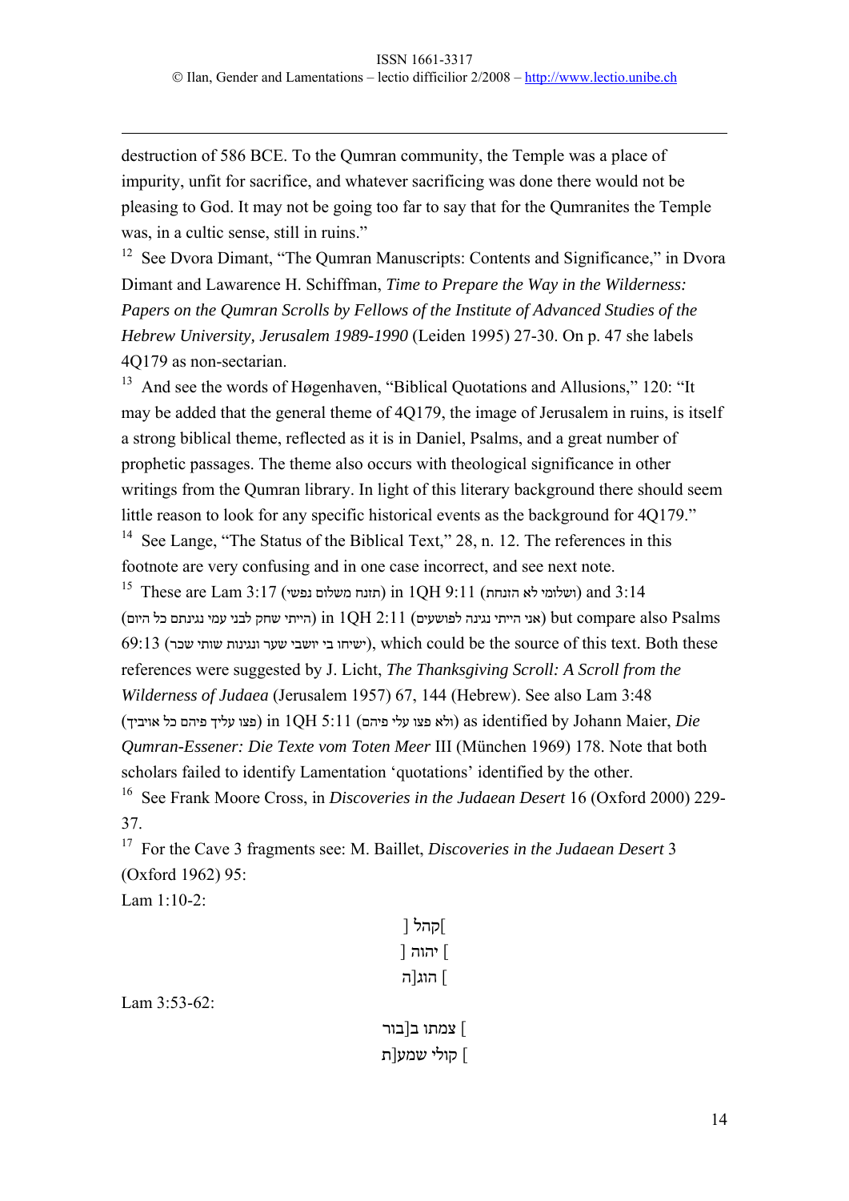destruction of 586 BCE. To the Qumran community, the Temple was a place of impurity, unfit for sacrifice, and whatever sacrificing was done there would not be pleasing to God. It may not be going too far to say that for the Qumranites the Temple was, in a cultic sense, still in ruins."

[12] See Dvora Dimant, "The Qumran Manuscripts: Contents and Significance," in Dvora Dimant and Lawarence H. Schiffman, *Time to Prepare the Way in the Wilderness: Papers on the Qumran Scrolls by Fellows of the Institute of Advanced Studies of the Hebrew University, Jerusalem 1989-1990* (Leiden 1995) 27-30. On p. 47 she labels 4Q179 as non-sectarian.

[13] And see the words of Høgenhaven, "Biblical Quotations and Allusions," 120: "It may be added that the general theme of 4Q179, the image of Jerusalem in ruins, is itself a strong biblical theme, reflected as it is in Daniel, Psalms, and a great number of prophetic passages. The theme also occurs with theological significance in other writings from the Qumran library. In light of this literary background there should seem little reason to look for any specific historical events as the background for 4Q179."

[14] See Lange, "The Status of the Biblical Text," 28, n. 12. The references in this footnote are very confusing and in one case incorrect, and see next note.

[15] These are Lam 3:17 (תזנח משלום נפשי) in 1QH 9:11 (ושלומי לא הזנחת) and 3:14 (הייתי שחק לבני עמי נגינתם כל היום) in 1QH 2:11 (אני הייתי נגינה לפושעים) but compare also Psalms 69:13 (ישיחו בי יושבי שער ונגינות שותי שכר), which could be the source of this text. Both these references were suggested by J. Licht, *The Thanksgiving Scroll: A Scroll from the Wilderness of Judaea* (Jerusalem 1957) 67, 144 (Hebrew). See also Lam 3:48 (פצו עליך פיהם כל אויביך) in 1QH 5:11 (ולא פצו עלי פיהם) as identified by Johann Maier, *Die Qumran-Essener: Die Texte vom Toten Meer* III (München 1969) 178. Note that both scholars failed to identify Lamentation 'quotations' identified by the other.

[16] See Frank Moore Cross, in *Discoveries in the Judaean Desert* 16 (Oxford 2000) 229-37.

[17] For the Cave 3 fragments see: M. Baillet, *Discoveries in the Judaean Desert* 3 (Oxford 1962) 95:

Lam 1:10-2:

]קהל [
] יהוה [
] הוג]ה

Lam 3:53-62:

] צמתו ב[בור
] קולי שמע[ת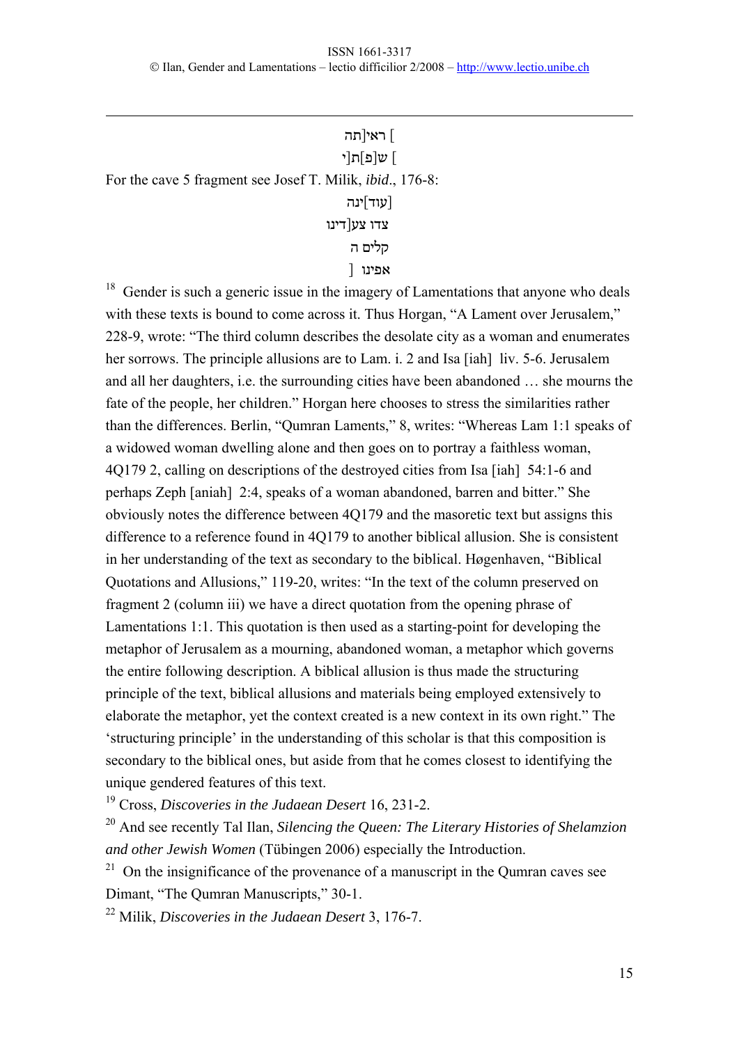] ראי[תה

] ש[פ]תי

For the cave 5 fragment see Josef T. Milik, *ibid*., 176-8:

[עוד]ינה

צדו צע[דינו

קלים ה

אפינו ]

[18] Gender is such a generic issue in the imagery of Lamentations that anyone who deals with these texts is bound to come across it. Thus Horgan, "A Lament over Jerusalem," 228-9, wrote: "The third column describes the desolate city as a woman and enumerates her sorrows. The principle allusions are to Lam. i. 2 and Isa [iah] liv. 5-6. Jerusalem and all her daughters, i.e. the surrounding cities have been abandoned … she mourns the fate of the people, her children." Horgan here chooses to stress the similarities rather than the differences. Berlin, "Qumran Laments," 8, writes: "Whereas Lam 1:1 speaks of a widowed woman dwelling alone and then goes on to portray a faithless woman, 4Q179 2, calling on descriptions of the destroyed cities from Isa [iah] 54:1-6 and perhaps Zeph [aniah] 2:4, speaks of a woman abandoned, barren and bitter." She obviously notes the difference between 4Q179 and the masoretic text but assigns this difference to a reference found in 4Q179 to another biblical allusion. She is consistent in her understanding of the text as secondary to the biblical. Høgenhaven, "Biblical Quotations and Allusions," 119-20, writes: "In the text of the column preserved on fragment 2 (column iii) we have a direct quotation from the opening phrase of Lamentations 1:1. This quotation is then used as a starting-point for developing the metaphor of Jerusalem as a mourning, abandoned woman, a metaphor which governs the entire following description. A biblical allusion is thus made the structuring principle of the text, biblical allusions and materials being employed extensively to elaborate the metaphor, yet the context created is a new context in its own right." The 'structuring principle' in the understanding of this scholar is that this composition is secondary to the biblical ones, but aside from that he comes closest to identifying the unique gendered features of this text.

[19] Cross, *Discoveries in the Judaean Desert* 16, 231-2.

[20] And see recently Tal Ilan, *Silencing the Queen: The Literary Histories of Shelamzion and other Jewish Women* (Tübingen 2006) especially the Introduction.

[21] On the insignificance of the provenance of a manuscript in the Qumran caves see Dimant, "The Qumran Manuscripts," 30-1.

[22] Milik, *Discoveries in the Judaean Desert* 3, 176-7.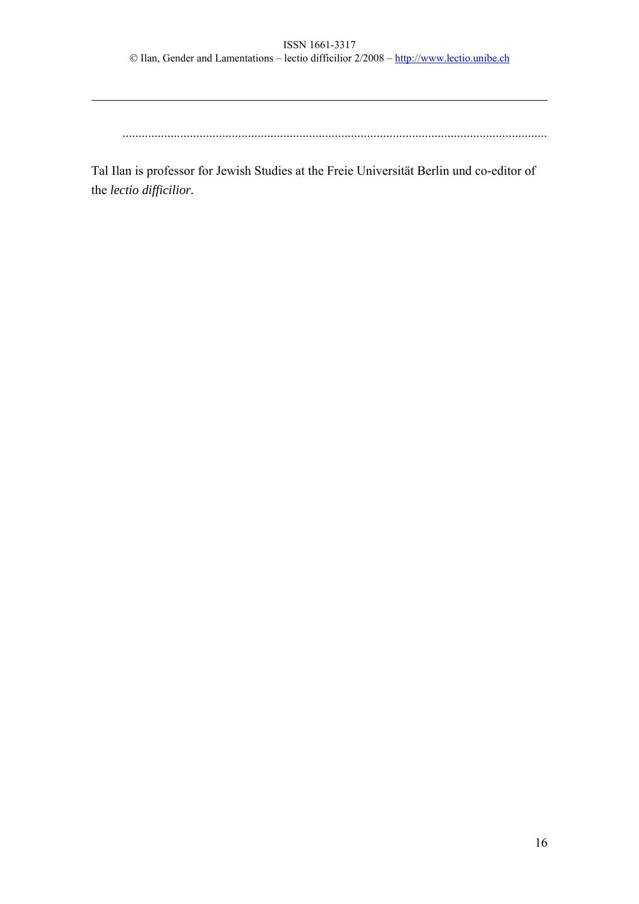.................................................................................................................................................

Tal Ilan is professor for Jewish Studies at the Freie Universität Berlin und co-editor of the *lectio difficilior*.